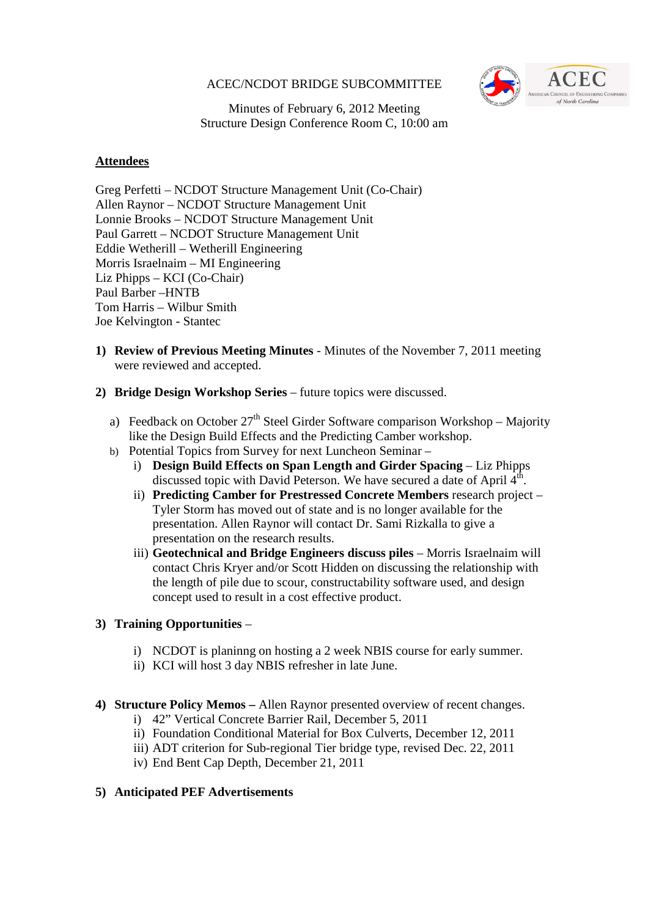ACEC/NCDOT BRIDGE SUBCOMMITTEE

Minutes of February 6, 2012 Meeting
Structure Design Conference Room C, 10:00 am

**Attendees**

Greg Perfetti – NCDOT Structure Management Unit (Co-Chair)
Allen Raynor – NCDOT Structure Management Unit
Lonnie Brooks – NCDOT Structure Management Unit
Paul Garrett – NCDOT Structure Management Unit
Eddie Wetherill – Wetherill Engineering
Morris Israelnaim – MI Engineering
Liz Phipps – KCI (Co-Chair)
Paul Barber –HNTB
Tom Harris – Wilbur Smith
Joe Kelvington - Stantec

1) **Review of Previous Meeting Minutes** - Minutes of the November 7, 2011 meeting were reviewed and accepted.

2) **Bridge Design Workshop Series** – future topics were discussed.

   a) Feedback on October 27th Steel Girder Software comparison Workshop – Majority like the Design Build Effects and the Predicting Camber workshop.
   b) Potential Topics from Survey for next Luncheon Seminar –
      i) **Design Build Effects on Span Length and Girder Spacing** – Liz Phipps discussed topic with David Peterson. We have secured a date of April 4th.
      ii) **Predicting Camber for Prestressed Concrete Members** research project – Tyler Storm has moved out of state and is no longer available for the presentation. Allen Raynor will contact Dr. Sami Rizkalla to give a presentation on the research results.
      iii) **Geotechnical and Bridge Engineers discuss piles** – Morris Israelnaim will contact Chris Kryer and/or Scott Hidden on discussing the relationship with the length of pile due to scour, constructability software used, and design concept used to result in a cost effective product.

3) **Training Opportunities** –

   i) NCDOT is planinng on hosting a 2 week NBIS course for early summer.
   ii) KCI will host 3 day NBIS refresher in late June.

4) **Structure Policy Memos –** Allen Raynor presented overview of recent changes.
   i) 42" Vertical Concrete Barrier Rail, December 5, 2011
   ii) Foundation Conditional Material for Box Culverts, December 12, 2011
   iii) ADT criterion for Sub-regional Tier bridge type, revised Dec. 22, 2011
   iv) End Bent Cap Depth, December 21, 2011

5) **Anticipated PEF Advertisements**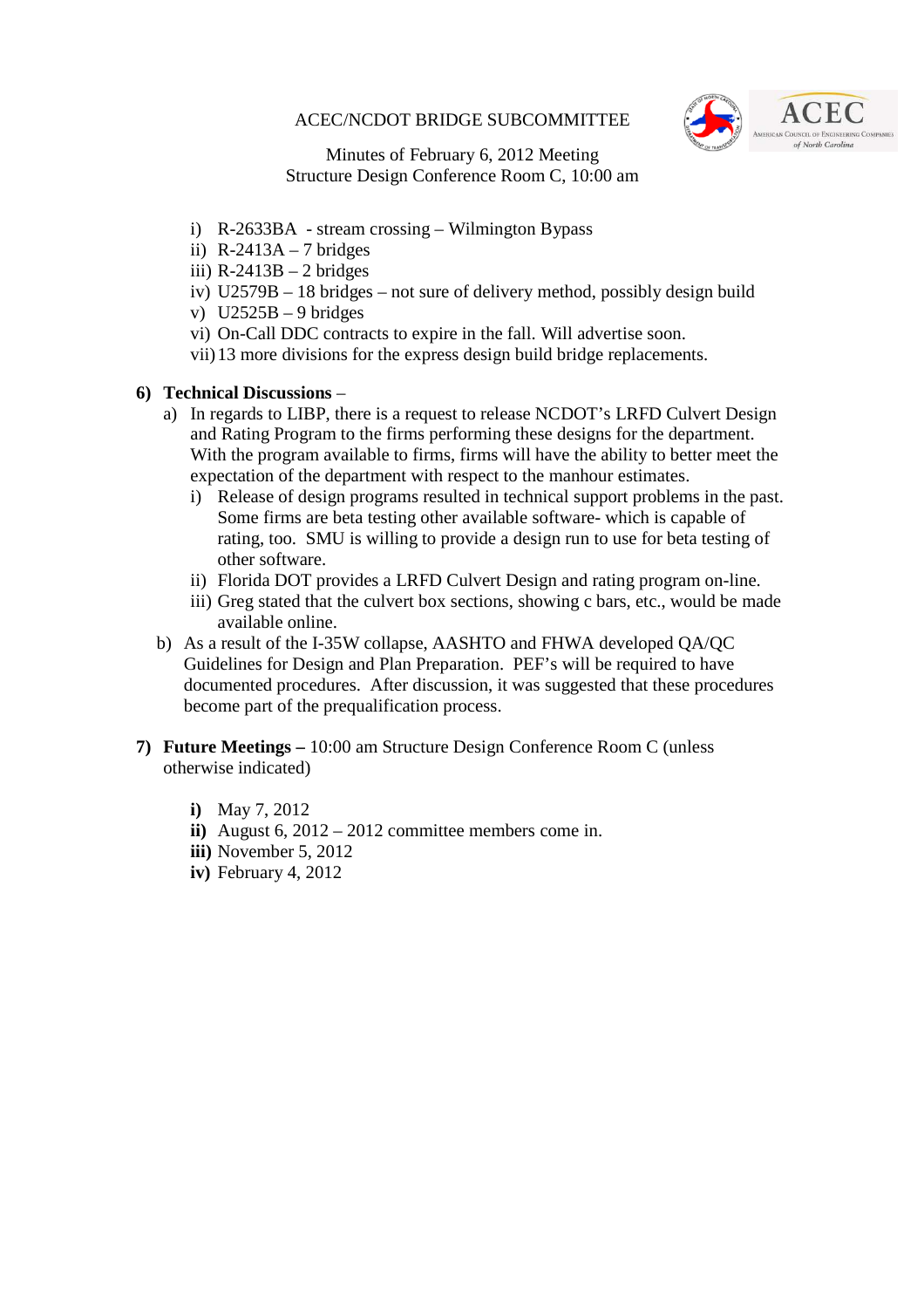ACEC/NCDOT BRIDGE SUBCOMMITTEE

Minutes of February 6, 2012 Meeting
Structure Design Conference Room C, 10:00 am

   i) R-2633BA - stream crossing – Wilmington Bypass
   ii) R-2413A – 7 bridges
   iii) R-2413B – 2 bridges
   iv) U2579B – 18 bridges – not sure of delivery method, possibly design build
   v) U2525B – 9 bridges
   vi) On-Call DDC contracts to expire in the fall. Will advertise soon.
   vii) 13 more divisions for the express design build bridge replacements.

6) **Technical Discussions** –
   a) In regards to LIBP, there is a request to release NCDOT's LRFD Culvert Design and Rating Program to the firms performing these designs for the department. With the program available to firms, firms will have the ability to better meet the expectation of the department with respect to the manhour estimates.
      i) Release of design programs resulted in technical support problems in the past. Some firms are beta testing other available software- which is capable of rating, too. SMU is willing to provide a design run to use for beta testing of other software.
      ii) Florida DOT provides a LRFD Culvert Design and rating program on-line.
      iii) Greg stated that the culvert box sections, showing c bars, etc., would be made available online.
   b) As a result of the I-35W collapse, AASHTO and FHWA developed QA/QC Guidelines for Design and Plan Preparation. PEF's will be required to have documented procedures. After discussion, it was suggested that these procedures become part of the prequalification process.

7) **Future Meetings –** 10:00 am Structure Design Conference Room C (unless otherwise indicated)

   **i)** May 7, 2012
   **ii)** August 6, 2012 – 2012 committee members come in.
   **iii)** November 5, 2012
   **iv)** February 4, 2012